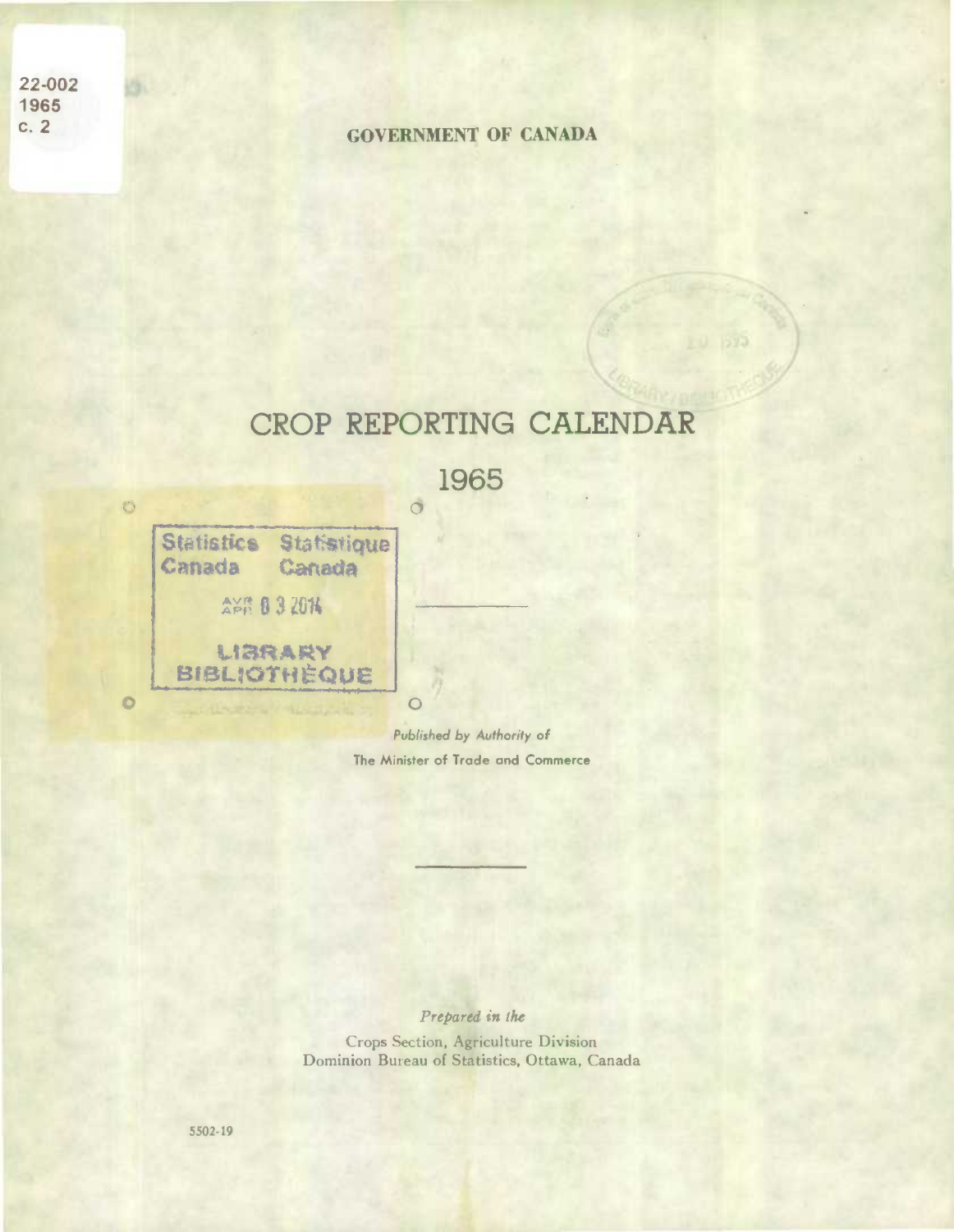22-002
1965
c. 2

**GOVERNMENT OF CANADA**

# CROP REPORTING CALENDAR

# 1965

Statistics Canada Statistique Canada
APR 03 2014
LIBRARY BIBLIOTHÈQUE

*Published by Authority of*
The Minister of Trade and Commerce

*Prepared in the*
Crops Section, Agriculture Division
Dominion Bureau of Statistics, Ottawa, Canada

5502-19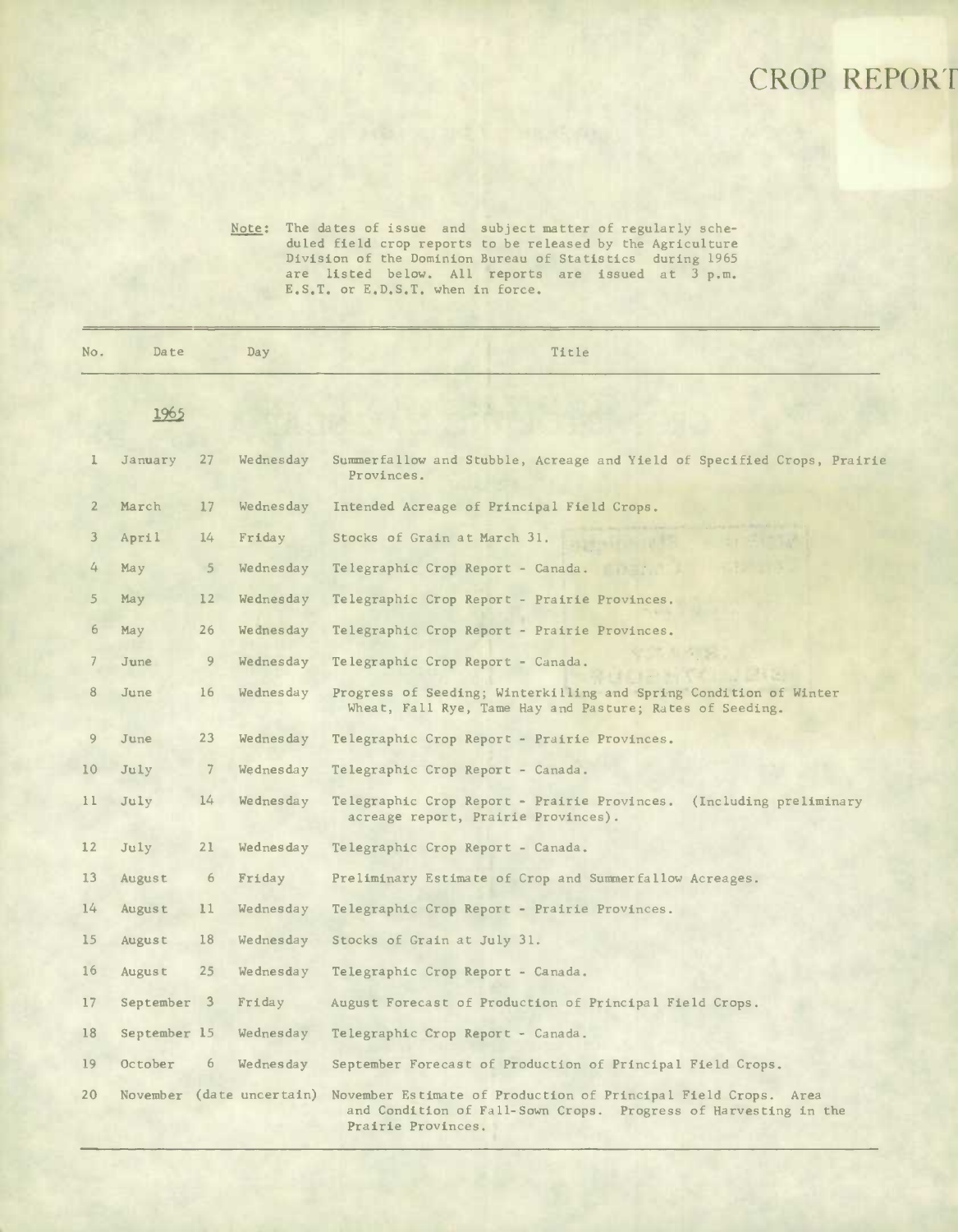# CROP REPORT

Note: The dates of issue and subject matter of regularly scheduled field crop reports to be released by the Agriculture Division of the Dominion Bureau of Statistics during 1965 are listed below. All reports are issued at 3 p.m. E.S.T. or E.D.S.T. when in force.

| No. | Date | | Day | Title |
|---|---|---|---|---|
| | 1965 | | | |
| 1 | January | 27 | Wednesday | Summerfallow and Stubble, Acreage and Yield of Specified Crops, Prairie Provinces. |
| 2 | March | 17 | Wednesday | Intended Acreage of Principal Field Crops. |
| 3 | April | 14 | Friday | Stocks of Grain at March 31. |
| 4 | May | 5 | Wednesday | Telegraphic Crop Report - Canada. |
| 5 | May | 12 | Wednesday | Telegraphic Crop Report - Prairie Provinces. |
| 6 | May | 26 | Wednesday | Telegraphic Crop Report - Prairie Provinces. |
| 7 | June | 9 | Wednesday | Telegraphic Crop Report - Canada. |
| 8 | June | 16 | Wednesday | Progress of Seeding; Winterkilling and Spring Condition of Winter Wheat, Fall Rye, Tame Hay and Pasture; Rates of Seeding. |
| 9 | June | 23 | Wednesday | Telegraphic Crop Report - Prairie Provinces. |
| 10 | July | 7 | Wednesday | Telegraphic Crop Report - Canada. |
| 11 | July | 14 | Wednesday | Telegraphic Crop Report - Prairie Provinces. (Including preliminary acreage report, Prairie Provinces). |
| 12 | July | 21 | Wednesday | Telegraphic Crop Report - Canada. |
| 13 | August | 6 | Friday | Preliminary Estimate of Crop and Summerfallow Acreages. |
| 14 | August | 11 | Wednesday | Telegraphic Crop Report - Prairie Provinces. |
| 15 | August | 18 | Wednesday | Stocks of Grain at July 31. |
| 16 | August | 25 | Wednesday | Telegraphic Crop Report - Canada. |
| 17 | September | 3 | Friday | August Forecast of Production of Principal Field Crops. |
| 18 | September | 15 | Wednesday | Telegraphic Crop Report - Canada. |
| 19 | October | 6 | Wednesday | September Forecast of Production of Principal Field Crops. |
| 20 | November | (date uncertain) | | November Estimate of Production of Principal Field Crops. Area and Condition of Fall-Sown Crops. Progress of Harvesting in the Prairie Provinces. |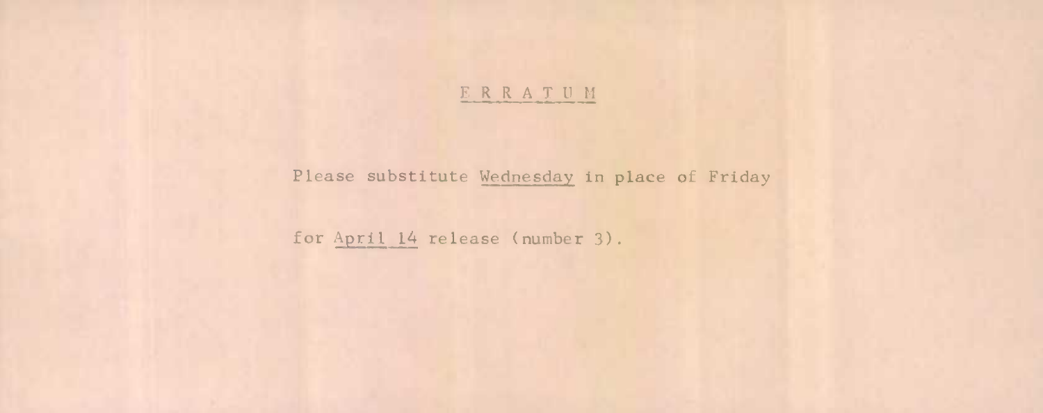# E R R A T U M

Please substitute <u>Wednesday</u> in place of Friday

for <u>April 14</u> release (number 3).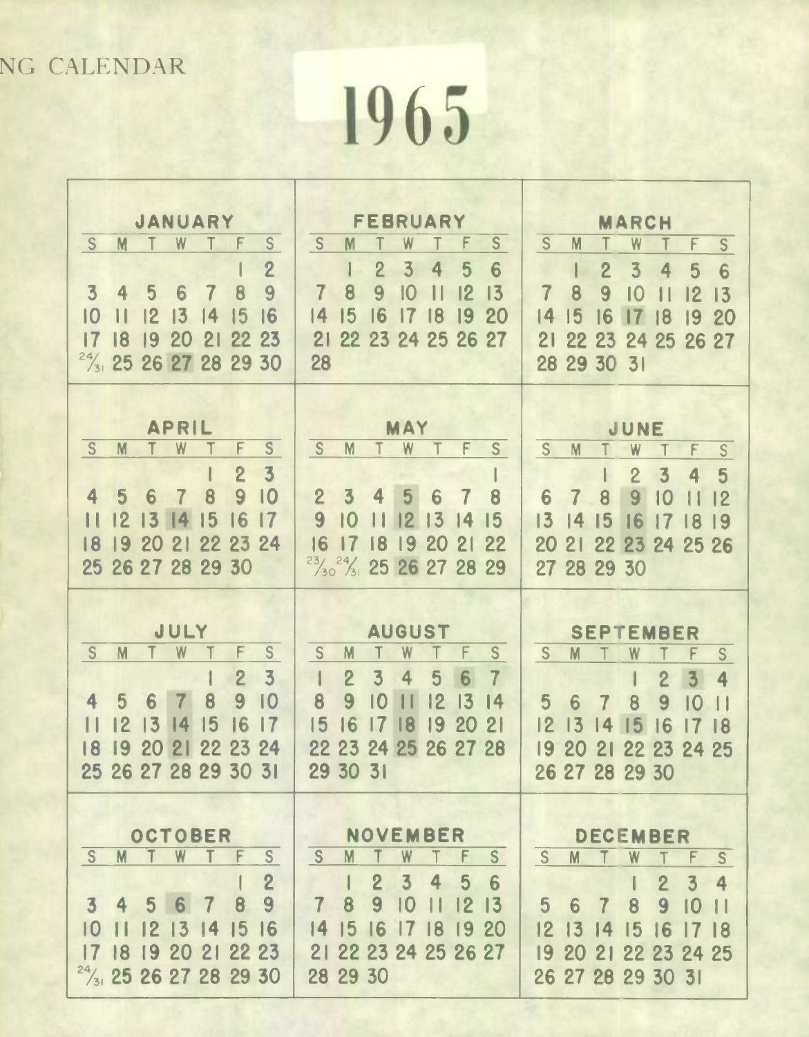NG CALENDAR

# 1965

## JANUARY

| S | M | T | W | T | F | S |
|---|---|---|---|---|---|---|
| | | | | | 1 | 2 |
| 3 | 4 | 5 | 6 | 7 | 8 | 9 |
| 10 | 11 | 12 | 13 | 14 | 15 | 16 |
| 17 | 18 | 19 | 20 | 21 | 22 | 23 |
| 24/31 | 25 | 26 | 27 | 28 | 29 | 30 |

## FEBRUARY

| S | M | T | W | T | F | S |
|---|---|---|---|---|---|---|
| | 1 | 2 | 3 | 4 | 5 | 6 |
| 7 | 8 | 9 | 10 | 11 | 12 | 13 |
| 14 | 15 | 16 | 17 | 18 | 19 | 20 |
| 21 | 22 | 23 | 24 | 25 | 26 | 27 |
| 28 | | | | | | |

## MARCH

| S | M | T | W | T | F | S |
|---|---|---|---|---|---|---|
| | 1 | 2 | 3 | 4 | 5 | 6 |
| 7 | 8 | 9 | 10 | 11 | 12 | 13 |
| 14 | 15 | 16 | 17 | 18 | 19 | 20 |
| 21 | 22 | 23 | 24 | 25 | 26 | 27 |
| 28 | 29 | 30 | 31 | | | |

## APRIL

| S | M | T | W | T | F | S |
|---|---|---|---|---|---|---|
| | | | | 1 | 2 | 3 |
| 4 | 5 | 6 | 7 | 8 | 9 | 10 |
| 11 | 12 | 13 | 14 | 15 | 16 | 17 |
| 18 | 19 | 20 | 21 | 22 | 23 | 24 |
| 25 | 26 | 27 | 28 | 29 | 30 | |

## MAY

| S | M | T | W | T | F | S |
|---|---|---|---|---|---|---|
| | | | | | | 1 |
| 2 | 3 | 4 | 5 | 6 | 7 | 8 |
| 9 | 10 | 11 | 12 | 13 | 14 | 15 |
| 16 | 17 | 18 | 19 | 20 | 21 | 22 |
| 23/30 | 24/31 | 25 | 26 | 27 | 28 | 29 |

## JUNE

| S | M | T | W | T | F | S |
|---|---|---|---|---|---|---|
| | | 1 | 2 | 3 | 4 | 5 |
| 6 | 7 | 8 | 9 | 10 | 11 | 12 |
| 13 | 14 | 15 | 16 | 17 | 18 | 19 |
| 20 | 21 | 22 | 23 | 24 | 25 | 26 |
| 27 | 28 | 29 | 30 | | | |

## JULY

| S | M | T | W | T | F | S |
|---|---|---|---|---|---|---|
| | | | | 1 | 2 | 3 |
| 4 | 5 | 6 | 7 | 8 | 9 | 10 |
| 11 | 12 | 13 | 14 | 15 | 16 | 17 |
| 18 | 19 | 20 | 21 | 22 | 23 | 24 |
| 25 | 26 | 27 | 28 | 29 | 30 | 31 |

## AUGUST

| S | M | T | W | T | F | S |
|---|---|---|---|---|---|---|
| 1 | 2 | 3 | 4 | 5 | 6 | 7 |
| 8 | 9 | 10 | 11 | 12 | 13 | 14 |
| 15 | 16 | 17 | 18 | 19 | 20 | 21 |
| 22 | 23 | 24 | 25 | 26 | 27 | 28 |
| 29 | 30 | 31 | | | | |

## SEPTEMBER

| S | M | T | W | T | F | S |
|---|---|---|---|---|---|---|
| | | | 1 | 2 | 3 | 4 |
| 5 | 6 | 7 | 8 | 9 | 10 | 11 |
| 12 | 13 | 14 | 15 | 16 | 17 | 18 |
| 19 | 20 | 21 | 22 | 23 | 24 | 25 |
| 26 | 27 | 28 | 29 | 30 | | |

## OCTOBER

| S | M | T | W | T | F | S |
|---|---|---|---|---|---|---|
| | | | | | 1 | 2 |
| 3 | 4 | 5 | 6 | 7 | 8 | 9 |
| 10 | 11 | 12 | 13 | 14 | 15 | 16 |
| 17 | 18 | 19 | 20 | 21 | 22 | 23 |
| 24/31 | 25 | 26 | 27 | 28 | 29 | 30 |

## NOVEMBER

| S | M | T | W | T | F | S |
|---|---|---|---|---|---|---|
| | 1 | 2 | 3 | 4 | 5 | 6 |
| 7 | 8 | 9 | 10 | 11 | 12 | 13 |
| 14 | 15 | 16 | 17 | 18 | 19 | 20 |
| 21 | 22 | 23 | 24 | 25 | 26 | 27 |
| 28 | 29 | 30 | | | | |

## DECEMBER

| S | M | T | W | T | F | S |
|---|---|---|---|---|---|---|
| | | | 1 | 2 | 3 | 4 |
| 5 | 6 | 7 | 8 | 9 | 10 | 11 |
| 12 | 13 | 14 | 15 | 16 | 17 | 18 |
| 19 | 20 | 21 | 22 | 23 | 24 | 25 |
| 26 | 27 | 28 | 29 | 30 | 31 | |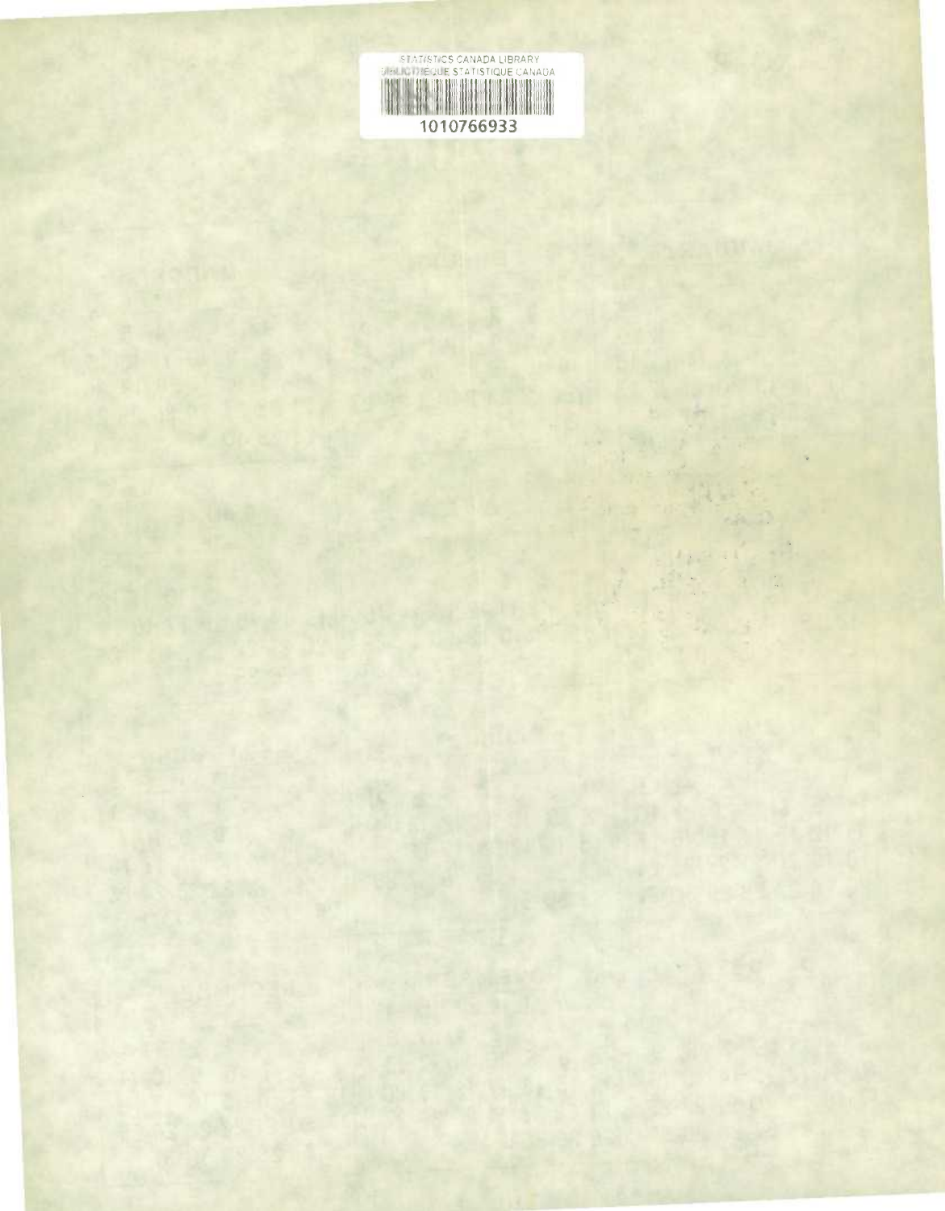STATISTICS CANADA LIBRARY
BIBLIOTHEQUE STATISTIQUE CANADA

1010766933